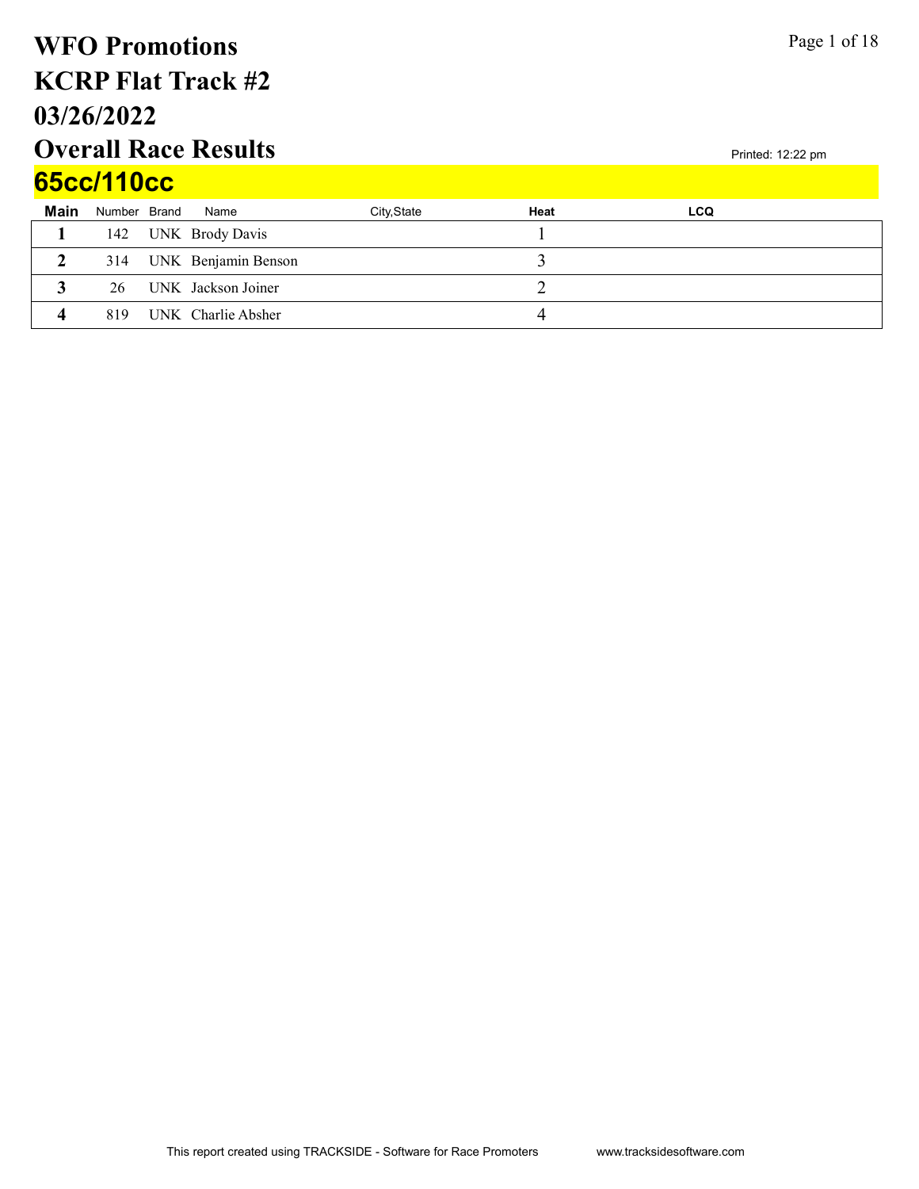# WFO Promotions
# KCRP Flat Track #2
# 03/26/2022
# Overall Race Results

Printed: 12:22 pm

## 65cc/110cc

| Main | Number | Brand | Name | City,State | Heat | LCQ |
| --- | --- | --- | --- | --- | --- | --- |
| 1 | 142 | UNK | Brody Davis | | 1 | |
| 2 | 314 | UNK | Benjamin Benson | | 3 | |
| 3 | 26 | UNK | Jackson Joiner | | 2 | |
| 4 | 819 | UNK | Charlie Absher | | 4 | |

This report created using TRACKSIDE - Software for Race Promoters www.tracksidesoftware.com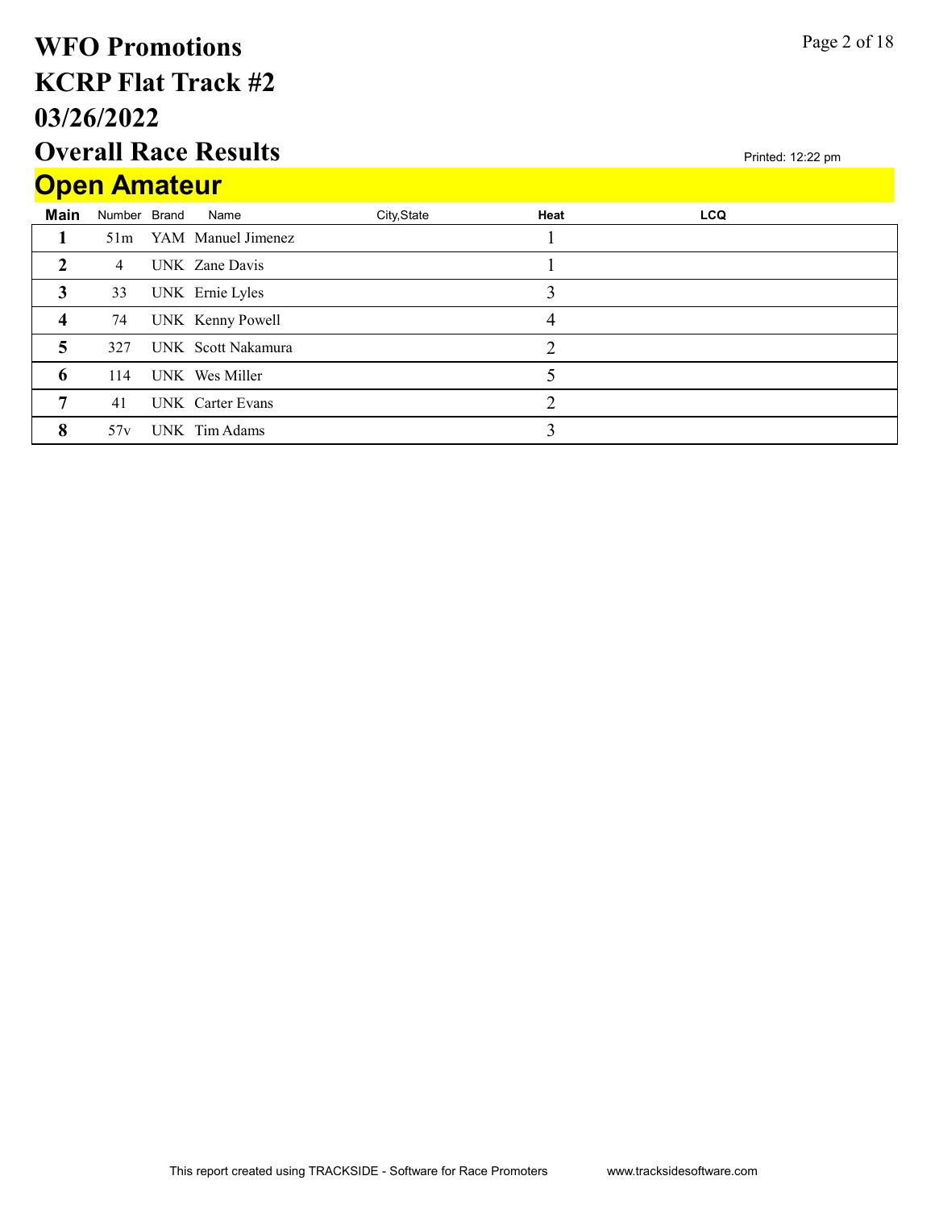# WFO Promotions
# KCRP Flat Track #2
# 03/26/2022
# Overall Race Results

Printed: 12:22 pm

## Open Amateur

| Main | Number | Brand | Name | City,State | Heat | LCQ |
|---|---|---|---|---|---|---|
| 1 | 51m | YAM | Manuel Jimenez | | 1 | |
| 2 | 4 | UNK | Zane Davis | | 1 | |
| 3 | 33 | UNK | Ernie Lyles | | 3 | |
| 4 | 74 | UNK | Kenny Powell | | 4 | |
| 5 | 327 | UNK | Scott Nakamura | | 2 | |
| 6 | 114 | UNK | Wes Miller | | 5 | |
| 7 | 41 | UNK | Carter Evans | | 2 | |
| 8 | 57v | UNK | Tim Adams | | 3 | |

This report created using TRACKSIDE - Software for Race Promoters www.tracksidesoftware.com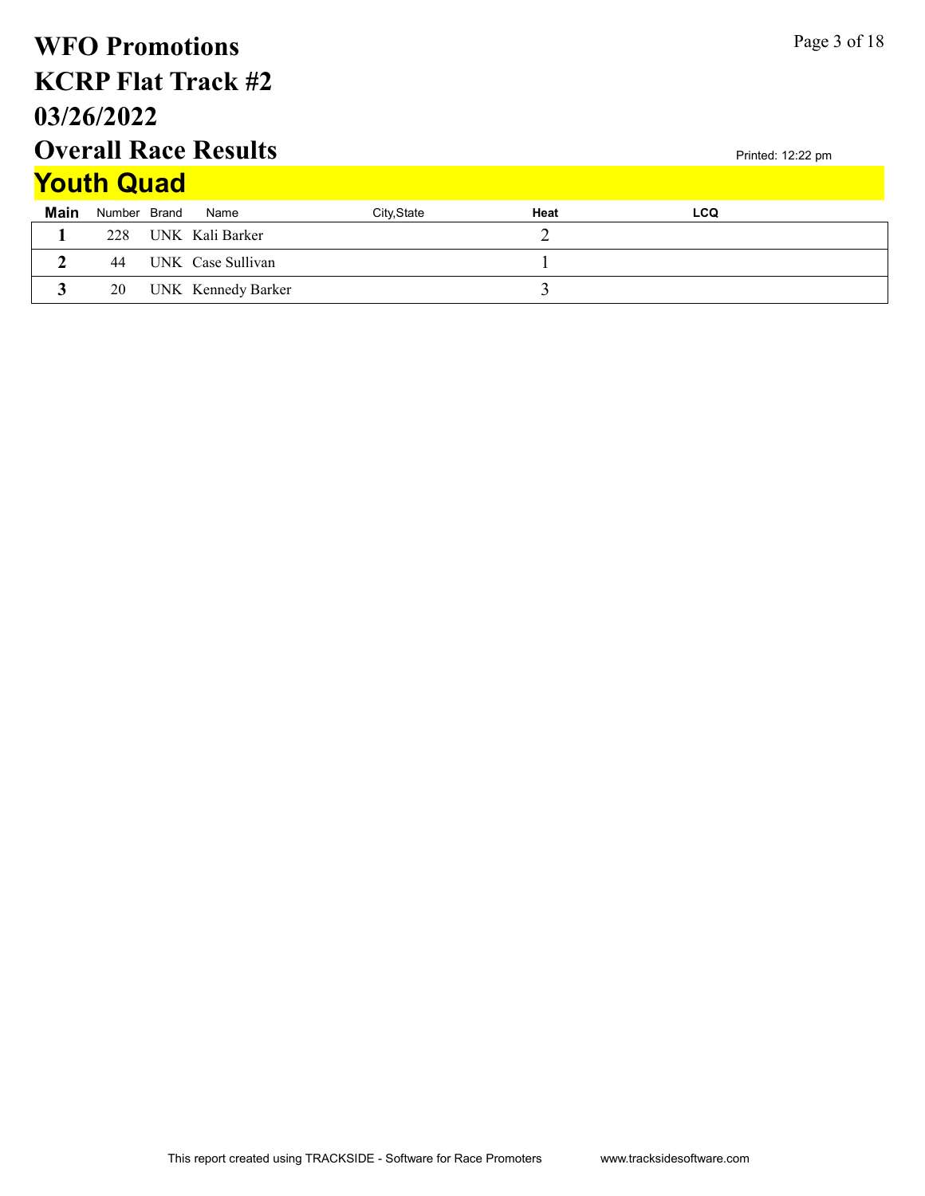# WFO Promotions
# KCRP Flat Track #2
# 03/26/2022
# Overall Race Results

Printed: 12:22 pm

## Youth Quad

| Main | Number | Brand | Name | City,State | Heat | LCQ |
|---|---|---|---|---|---|---|
| 1 | 228 | UNK | Kali Barker | | 2 | |
| 2 | 44 | UNK | Case Sullivan | | 1 | |
| 3 | 20 | UNK | Kennedy Barker | | 3 | |

This report created using TRACKSIDE - Software for Race Promoters www.tracksidesoftware.com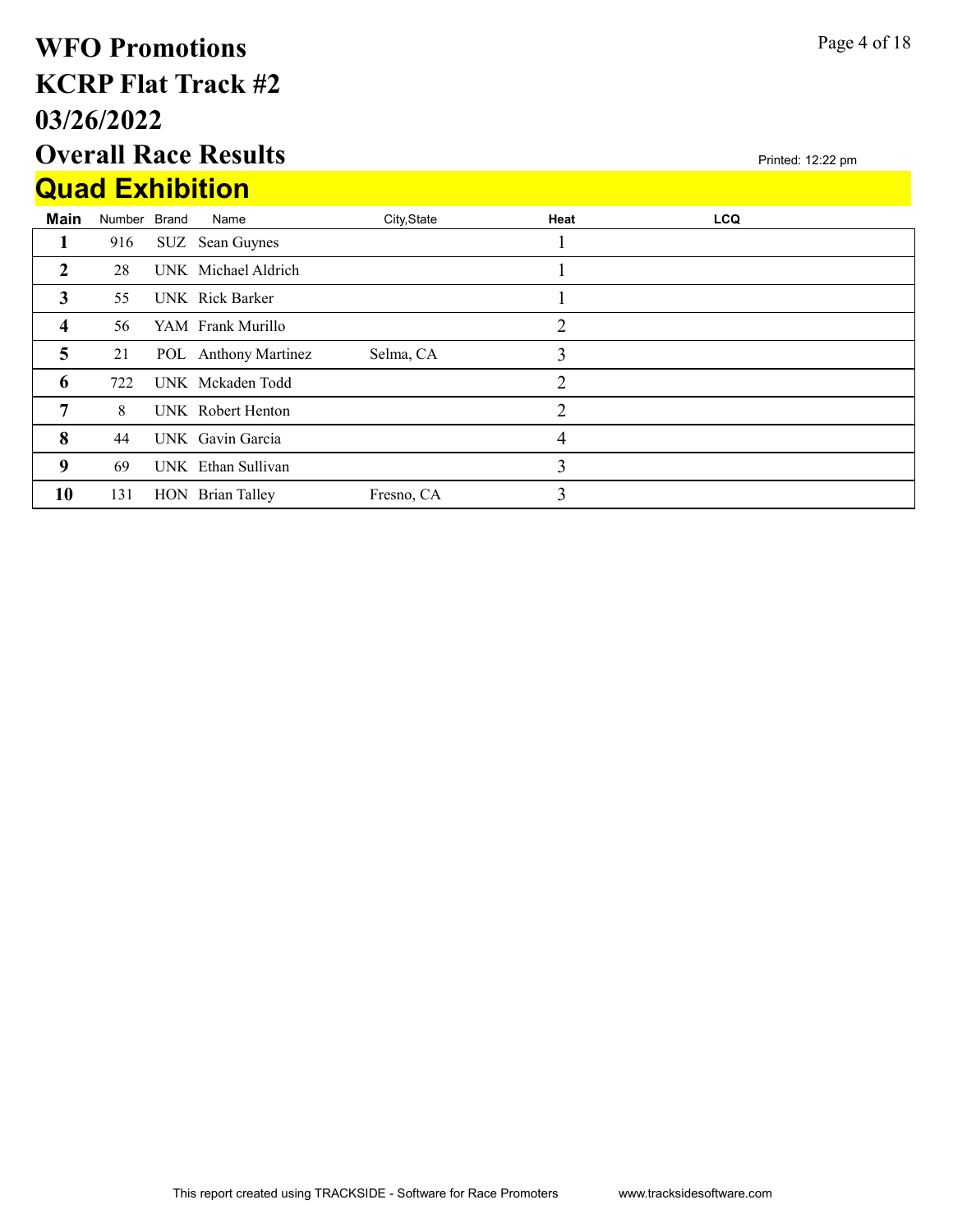# WFO Promotions
# KCRP Flat Track #2
# 03/26/2022
# Overall Race Results

Printed: 12:22 pm

## Quad Exhibition

| Main | Number | Brand | Name | City,State | Heat | LCQ |
|---|---|---|---|---|---|---|
| 1 | 916 | SUZ | Sean Guynes | | 1 | |
| 2 | 28 | UNK | Michael Aldrich | | 1 | |
| 3 | 55 | UNK | Rick Barker | | 1 | |
| 4 | 56 | YAM | Frank Murillo | | 2 | |
| 5 | 21 | POL | Anthony Martinez | Selma, CA | 3 | |
| 6 | 722 | UNK | Mckaden Todd | | 2 | |
| 7 | 8 | UNK | Robert Henton | | 2 | |
| 8 | 44 | UNK | Gavin Garcia | | 4 | |
| 9 | 69 | UNK | Ethan Sullivan | | 3 | |
| 10 | 131 | HON | Brian Talley | Fresno, CA | 3 | |

This report created using TRACKSIDE - Software for Race Promoters www.tracksidesoftware.com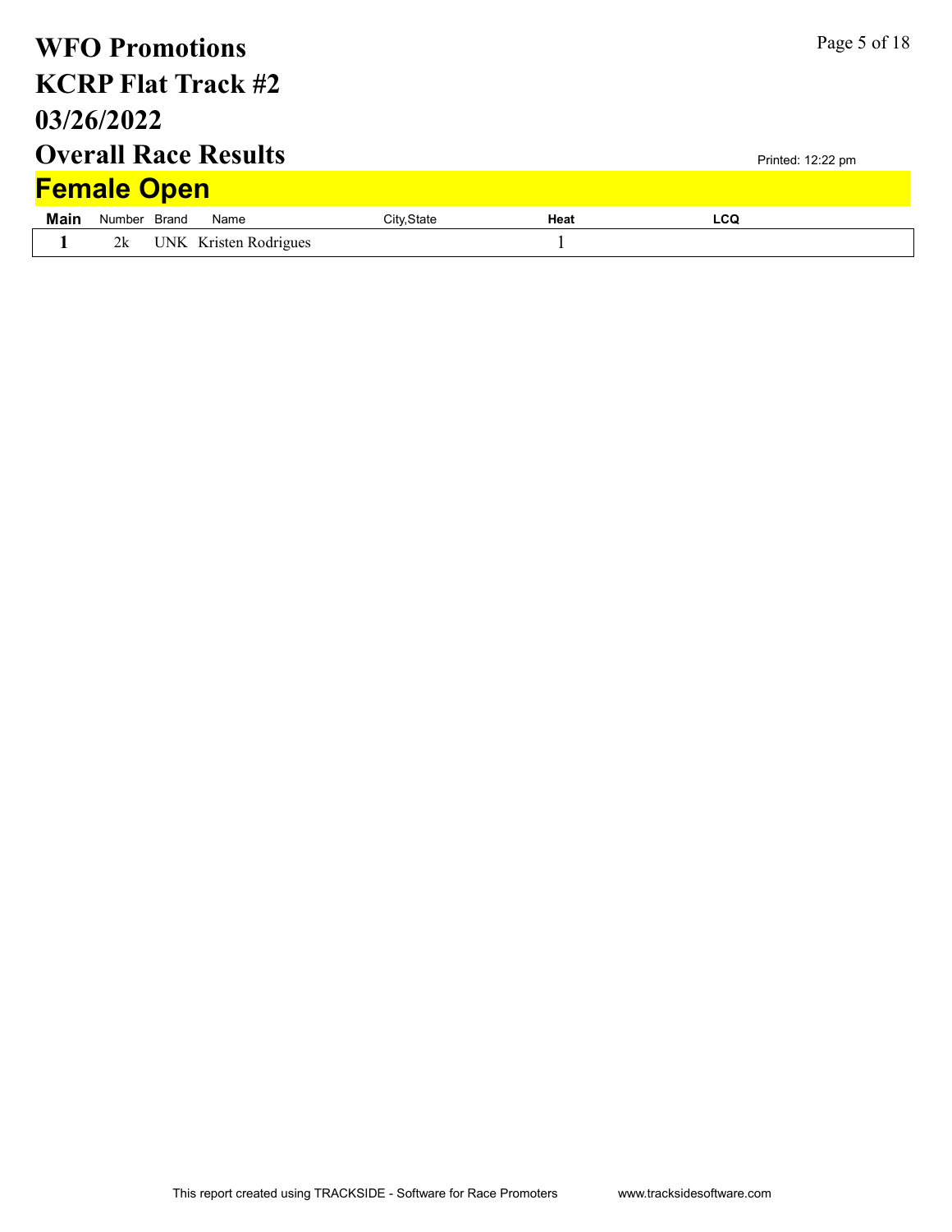# WFO Promotions
# KCRP Flat Track #2
# 03/26/2022
# Overall Race Results

Printed: 12:22 pm

## Female Open

| Main | Number | Brand | Name | City,State | Heat | LCQ |
|---|---|---|---|---|---|---|
| 1 | 2k | UNK | Kristen Rodrigues | | 1 | |

This report created using TRACKSIDE - Software for Race Promoters www.tracksidesoftware.com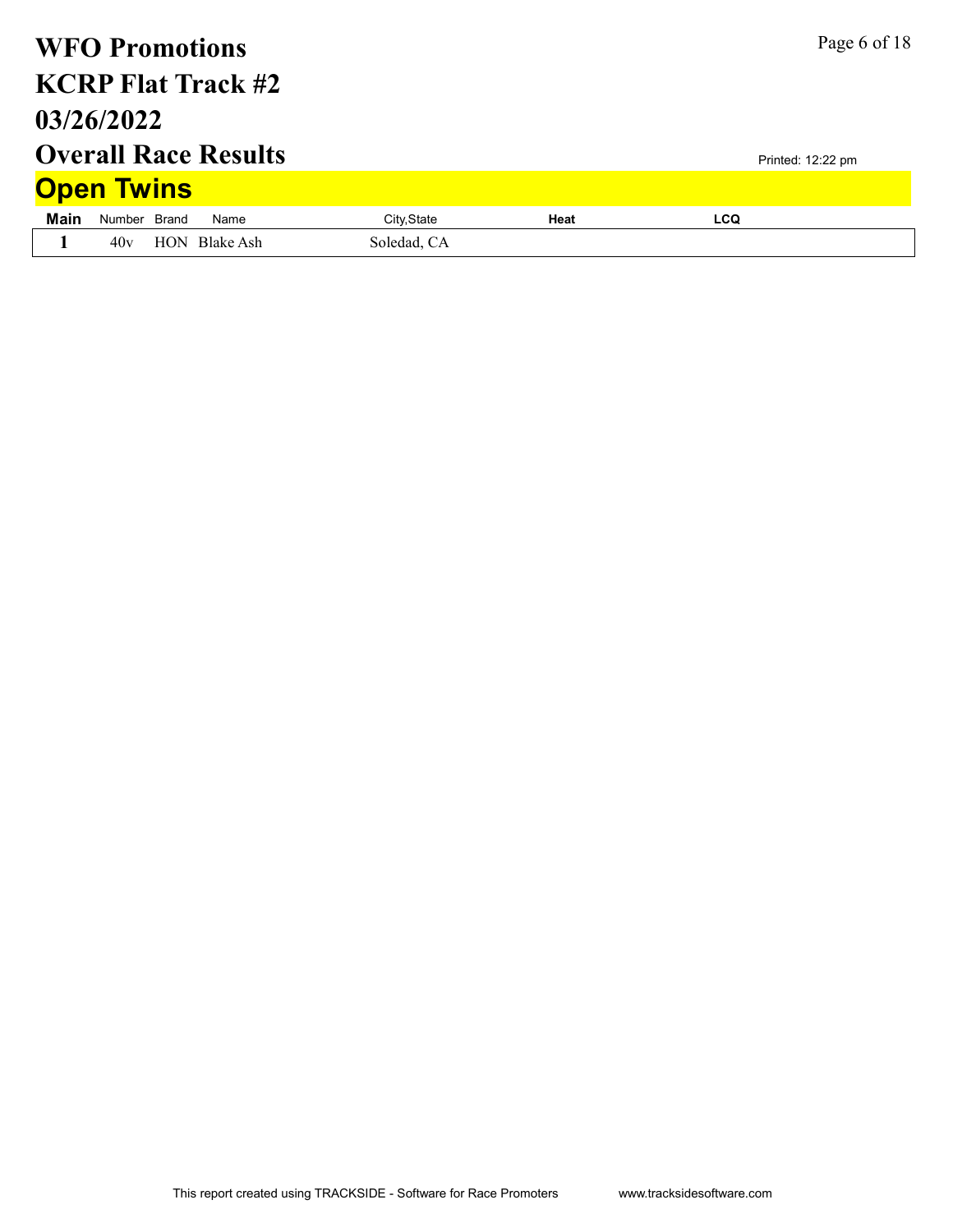# WFO Promotions
# KCRP Flat Track #2
# 03/26/2022
# Overall Race Results

Printed: 12:22 pm

## Open Twins

| Main | Number | Brand | Name | City,State | Heat | LCQ |
|---|---|---|---|---|---|---|
| 1 | 40v | HON | Blake Ash | Soledad, CA | | |

This report created using TRACKSIDE - Software for Race Promoters www.tracksidesoftware.com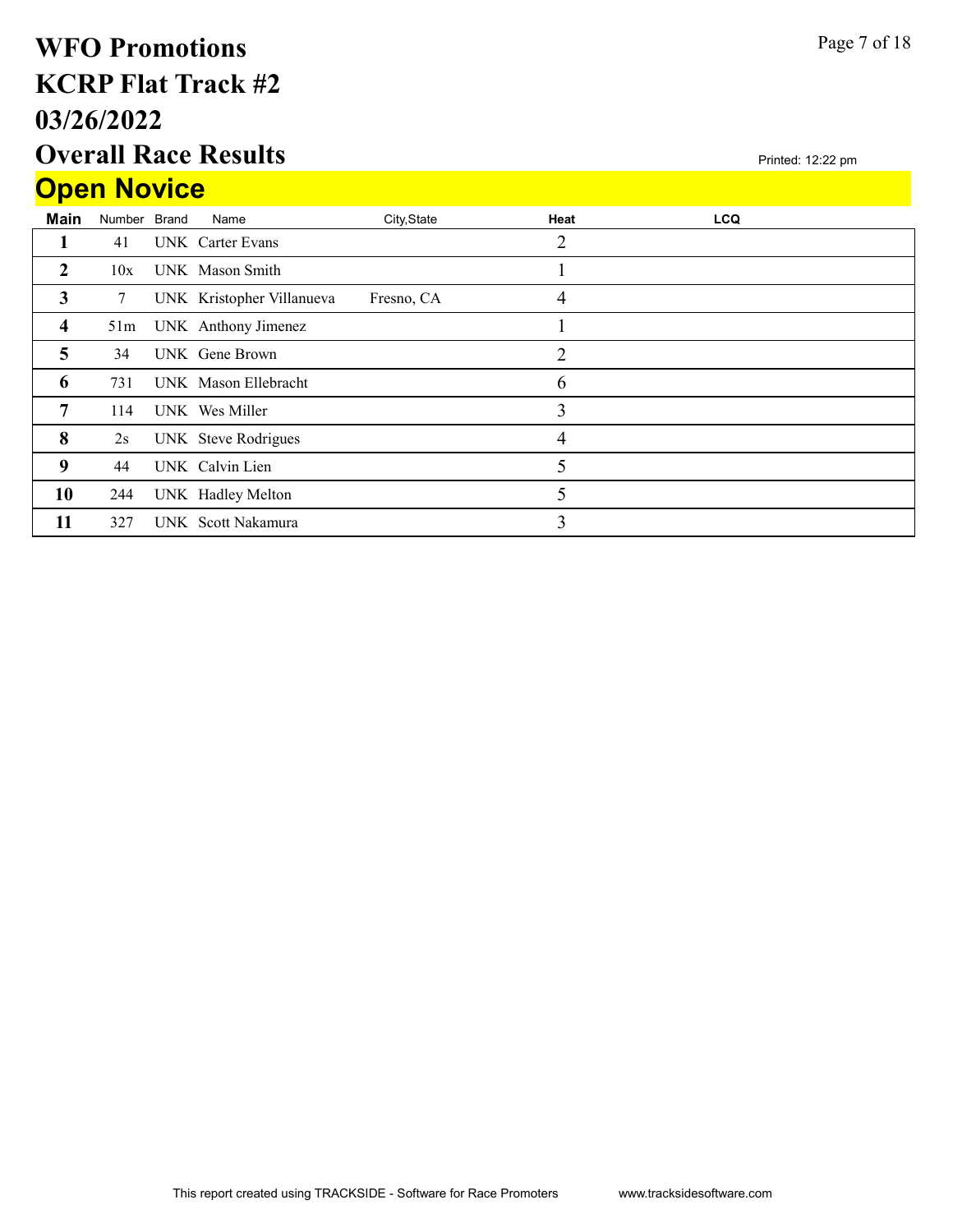# WFO Promotions
# KCRP Flat Track #2
# 03/26/2022
# Overall Race Results

Printed: 12:22 pm

## Open Novice

| Main | Number | Brand | Name | City,State | Heat | LCQ |
|---|---|---|---|---|---|---|
| 1 | 41 | UNK | Carter Evans | | 2 | |
| 2 | 10x | UNK | Mason Smith | | 1 | |
| 3 | 7 | UNK | Kristopher Villanueva | Fresno, CA | 4 | |
| 4 | 51m | UNK | Anthony Jimenez | | 1 | |
| 5 | 34 | UNK | Gene Brown | | 2 | |
| 6 | 731 | UNK | Mason Ellebracht | | 6 | |
| 7 | 114 | UNK | Wes Miller | | 3 | |
| 8 | 2s | UNK | Steve Rodrigues | | 4 | |
| 9 | 44 | UNK | Calvin Lien | | 5 | |
| 10 | 244 | UNK | Hadley Melton | | 5 | |
| 11 | 327 | UNK | Scott Nakamura | | 3 | |

This report created using TRACKSIDE - Software for Race Promoters www.tracksidesoftware.com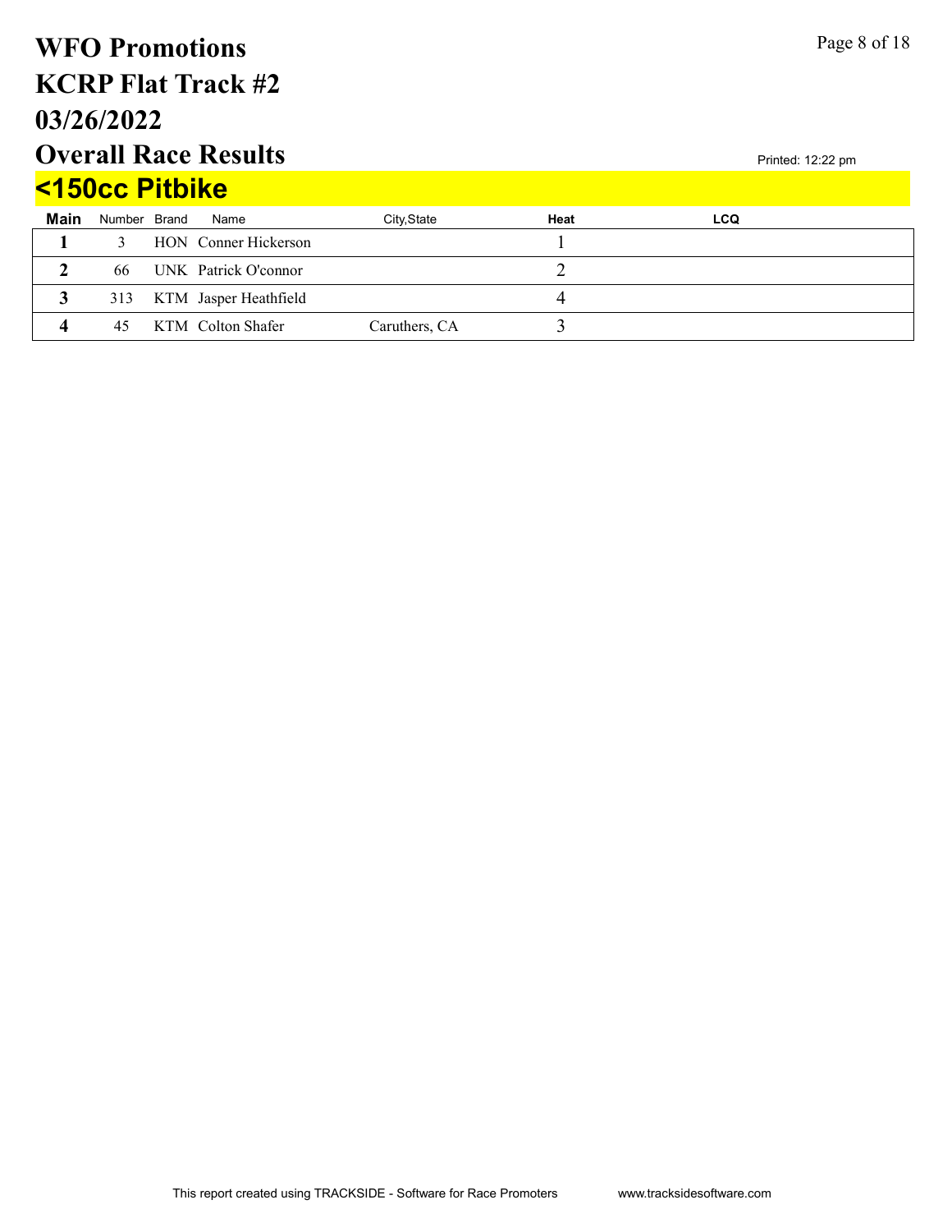# WFO Promotions
# KCRP Flat Track #2
# 03/26/2022
# Overall Race Results

Printed: 12:22 pm

## <150cc Pitbike

| Main | Number | Brand | Name | City,State | Heat | LCQ |
|---|---|---|---|---|---|---|
| 1 | 3 | HON | Conner Hickerson | | 1 | |
| 2 | 66 | UNK | Patrick O'connor | | 2 | |
| 3 | 313 | KTM | Jasper Heathfield | | 4 | |
| 4 | 45 | KTM | Colton Shafer | Caruthers, CA | 3 | |

This report created using TRACKSIDE - Software for Race Promoters www.tracksidesoftware.com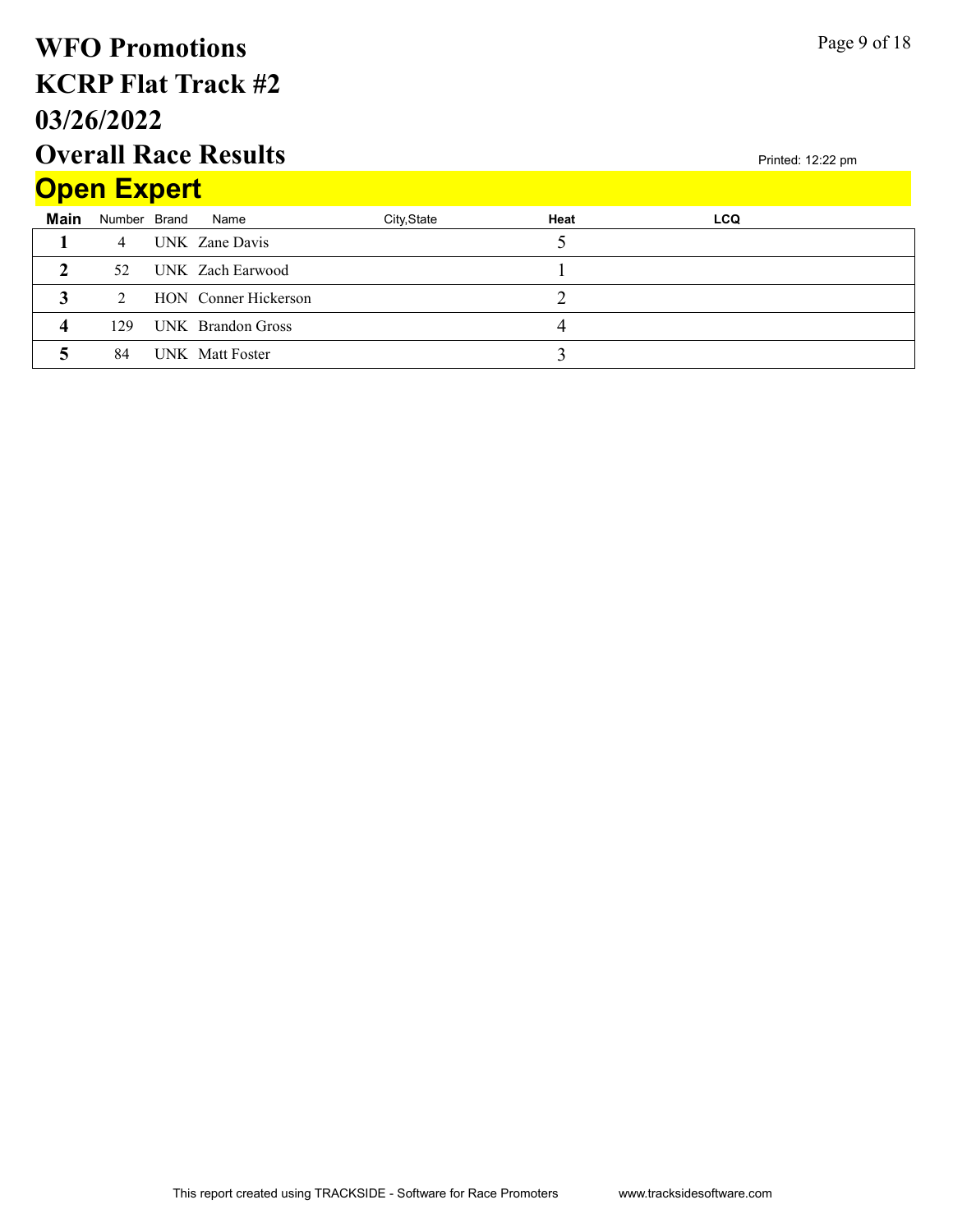# WFO Promotions
# KCRP Flat Track #2
# 03/26/2022
# Overall Race Results

Printed: 12:22 pm

## Open Expert

| Main | Number | Brand | Name | City,State | Heat | LCQ |
|---|---|---|---|---|---|---|
| 1 | 4 | UNK | Zane Davis | | 5 | |
| 2 | 52 | UNK | Zach Earwood | | 1 | |
| 3 | 2 | HON | Conner Hickerson | | 2 | |
| 4 | 129 | UNK | Brandon Gross | | 4 | |
| 5 | 84 | UNK | Matt Foster | | 3 | |

This report created using TRACKSIDE - Software for Race Promoters www.tracksidesoftware.com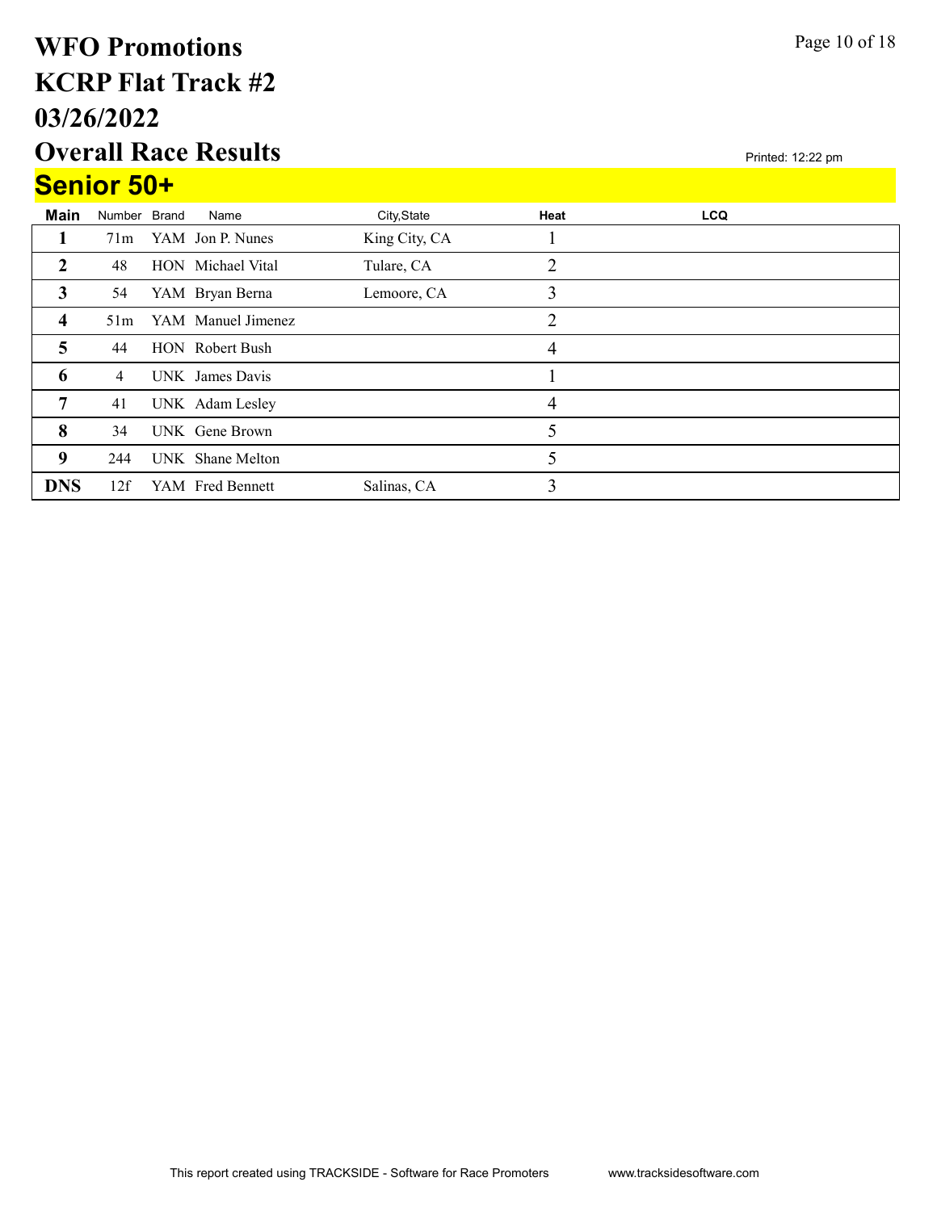# WFO Promotions
# KCRP Flat Track #2
# 03/26/2022
# Overall Race Results

Printed: 12:22 pm

## Senior 50+

| Main | Number | Brand | Name | City,State | Heat | LCQ |
|---|---|---|---|---|---|---|
| 1 | 71m | YAM | Jon P. Nunes | King City, CA | 1 | |
| 2 | 48 | HON | Michael Vital | Tulare, CA | 2 | |
| 3 | 54 | YAM | Bryan Berna | Lemoore, CA | 3 | |
| 4 | 51m | YAM | Manuel Jimenez | | 2 | |
| 5 | 44 | HON | Robert Bush | | 4 | |
| 6 | 4 | UNK | James Davis | | 1 | |
| 7 | 41 | UNK | Adam Lesley | | 4 | |
| 8 | 34 | UNK | Gene Brown | | 5 | |
| 9 | 244 | UNK | Shane Melton | | 5 | |
| DNS | 12f | YAM | Fred Bennett | Salinas, CA | 3 | |

This report created using TRACKSIDE - Software for Race Promoters www.tracksidesoftware.com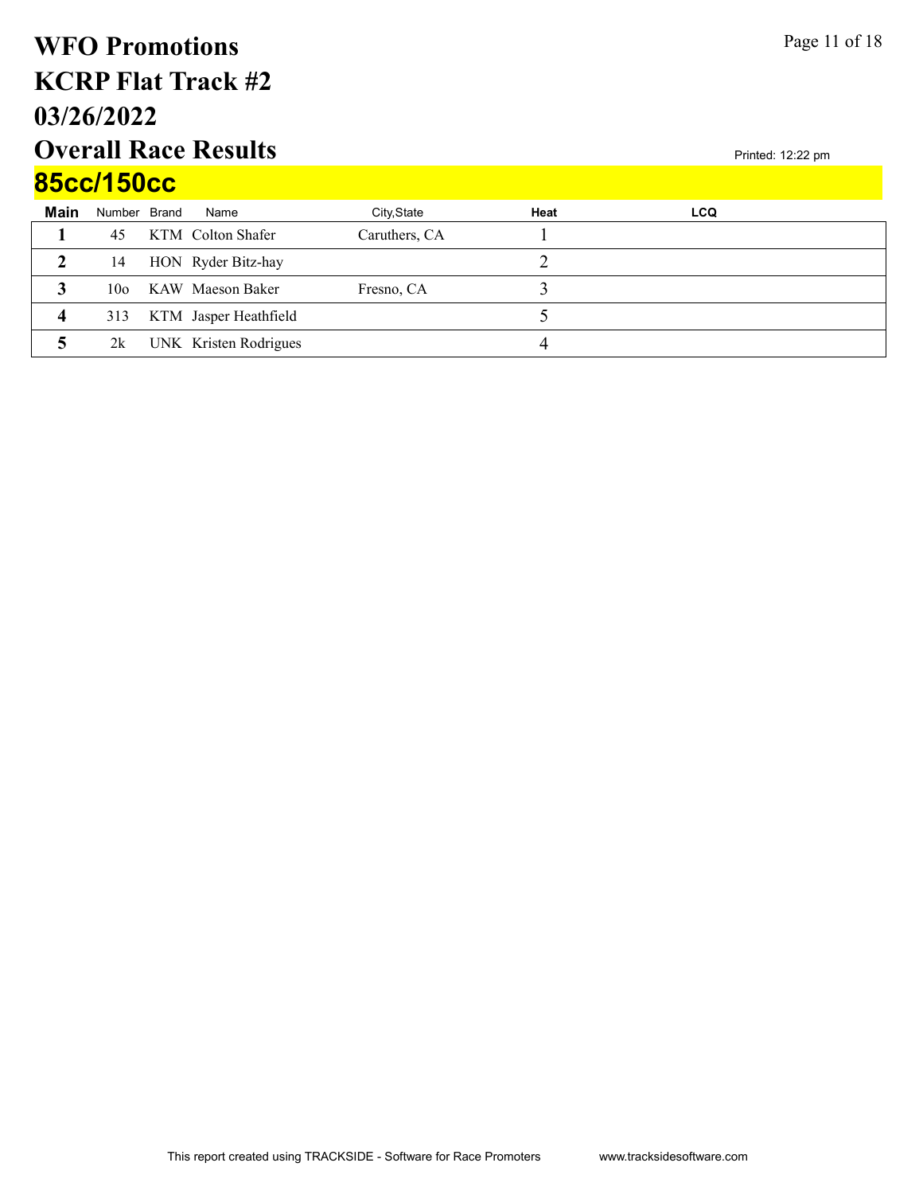# WFO Promotions
# KCRP Flat Track #2
# 03/26/2022
# Overall Race Results

Printed: 12:22 pm

## 85cc/150cc

| Main | Number | Brand | Name | City,State | Heat | LCQ |
|---|---|---|---|---|---|---|
| 1 | 45 | KTM | Colton Shafer | Caruthers, CA | 1 | |
| 2 | 14 | HON | Ryder Bitz-hay | | 2 | |
| 3 | 10o | KAW | Maeson Baker | Fresno, CA | 3 | |
| 4 | 313 | KTM | Jasper Heathfield | | 5 | |
| 5 | 2k | UNK | Kristen Rodrigues | | 4 | |

This report created using TRACKSIDE - Software for Race Promoters www.tracksidesoftware.com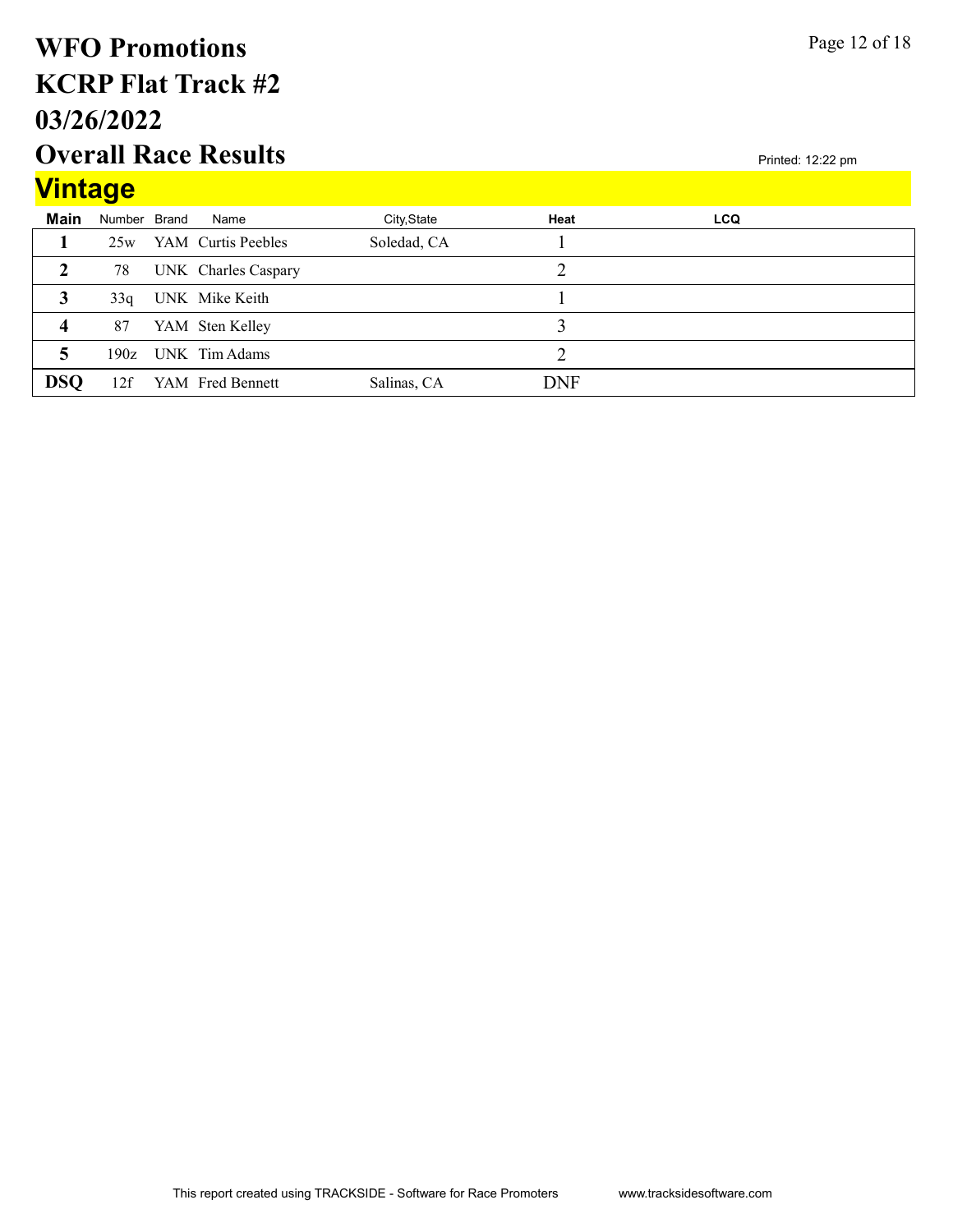# WFO Promotions
# KCRP Flat Track #2
# 03/26/2022
# Overall Race Results

Printed: 12:22 pm

## Vintage

| Main | Number | Brand | Name | City,State | Heat | LCQ |
|---|---|---|---|---|---|---|
| 1 | 25w | YAM | Curtis Peebles | Soledad, CA | 1 | |
| 2 | 78 | UNK | Charles Caspary | | 2 | |
| 3 | 33q | UNK | Mike Keith | | 1 | |
| 4 | 87 | YAM | Sten Kelley | | 3 | |
| 5 | 190z | UNK | Tim Adams | | 2 | |
| DSQ | 12f | YAM | Fred Bennett | Salinas, CA | DNF | |

This report created using TRACKSIDE - Software for Race Promoters www.tracksidesoftware.com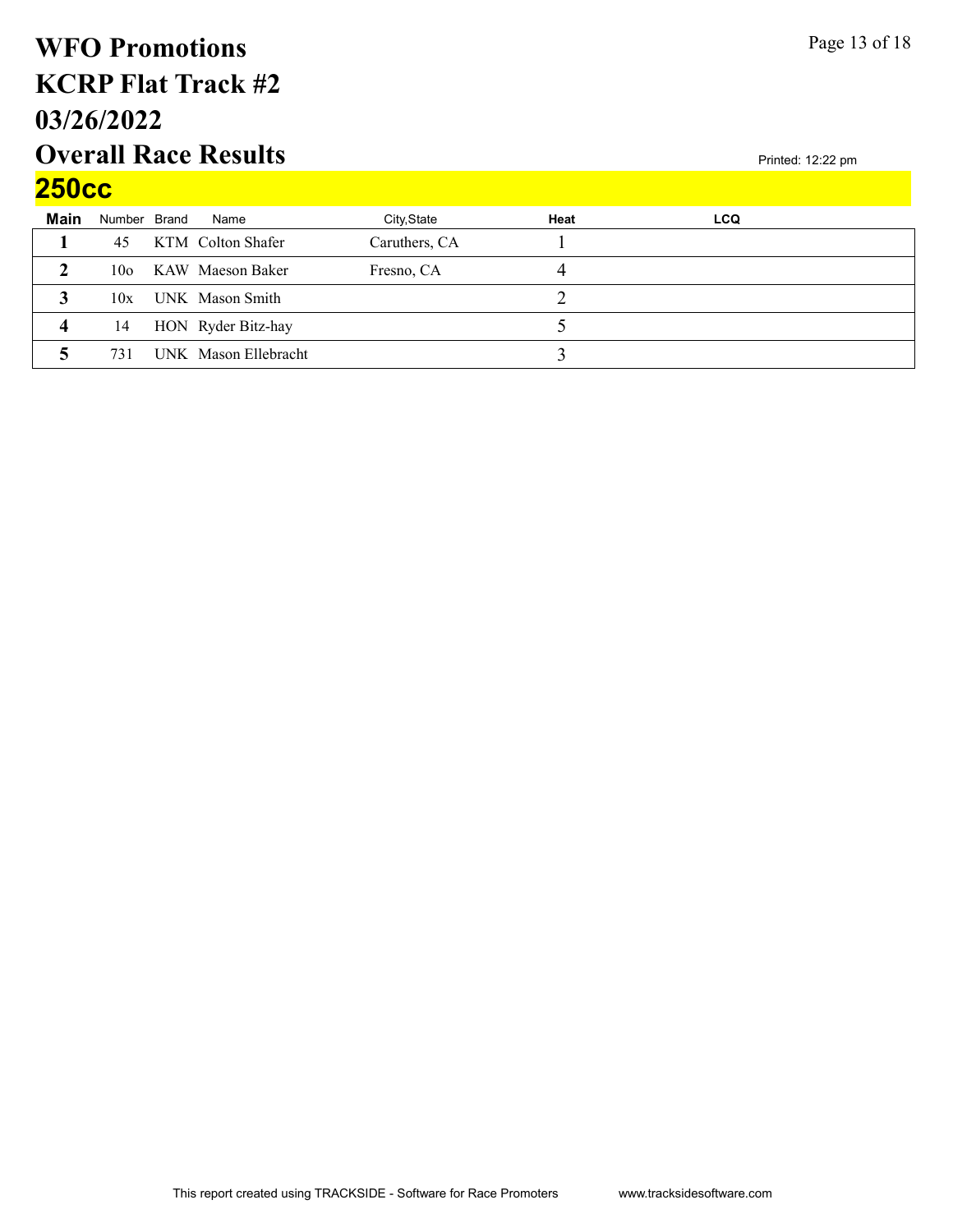# WFO Promotions
# KCRP Flat Track #2
# 03/26/2022
# Overall Race Results

Printed: 12:22 pm

## 250cc

| Main | Number | Brand | Name | City,State | Heat | LCQ |
|---|---|---|---|---|---|---|
| 1 | 45 | KTM | Colton Shafer | Caruthers, CA | 1 | |
| 2 | 10o | KAW | Maeson Baker | Fresno, CA | 4 | |
| 3 | 10x | UNK | Mason Smith | | 2 | |
| 4 | 14 | HON | Ryder Bitz-hay | | 5 | |
| 5 | 731 | UNK | Mason Ellebracht | | 3 | |

This report created using TRACKSIDE - Software for Race Promoters www.tracksidesoftware.com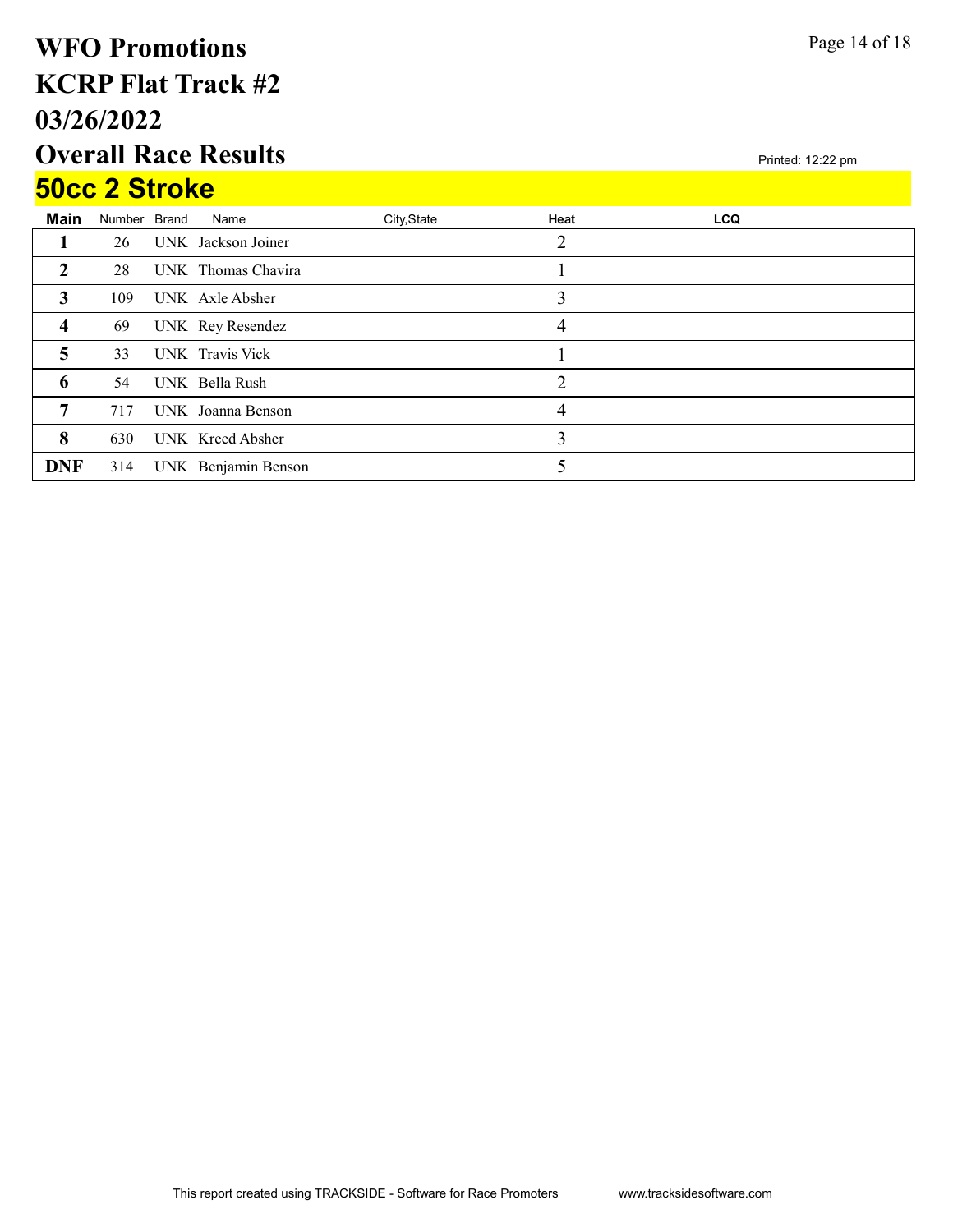# WFO Promotions
# KCRP Flat Track #2
# 03/26/2022
# Overall Race Results

Printed: 12:22 pm

## 50cc 2 Stroke

| Main | Number | Brand | Name | City,State | Heat | LCQ |
|---|---|---|---|---|---|---|
| 1 | 26 | UNK | Jackson Joiner | | 2 | |
| 2 | 28 | UNK | Thomas Chavira | | 1 | |
| 3 | 109 | UNK | Axle Absher | | 3 | |
| 4 | 69 | UNK | Rey Resendez | | 4 | |
| 5 | 33 | UNK | Travis Vick | | 1 | |
| 6 | 54 | UNK | Bella Rush | | 2 | |
| 7 | 717 | UNK | Joanna Benson | | 4 | |
| 8 | 630 | UNK | Kreed Absher | | 3 | |
| DNF | 314 | UNK | Benjamin Benson | | 5 | |

This report created using TRACKSIDE - Software for Race Promoters www.tracksidesoftware.com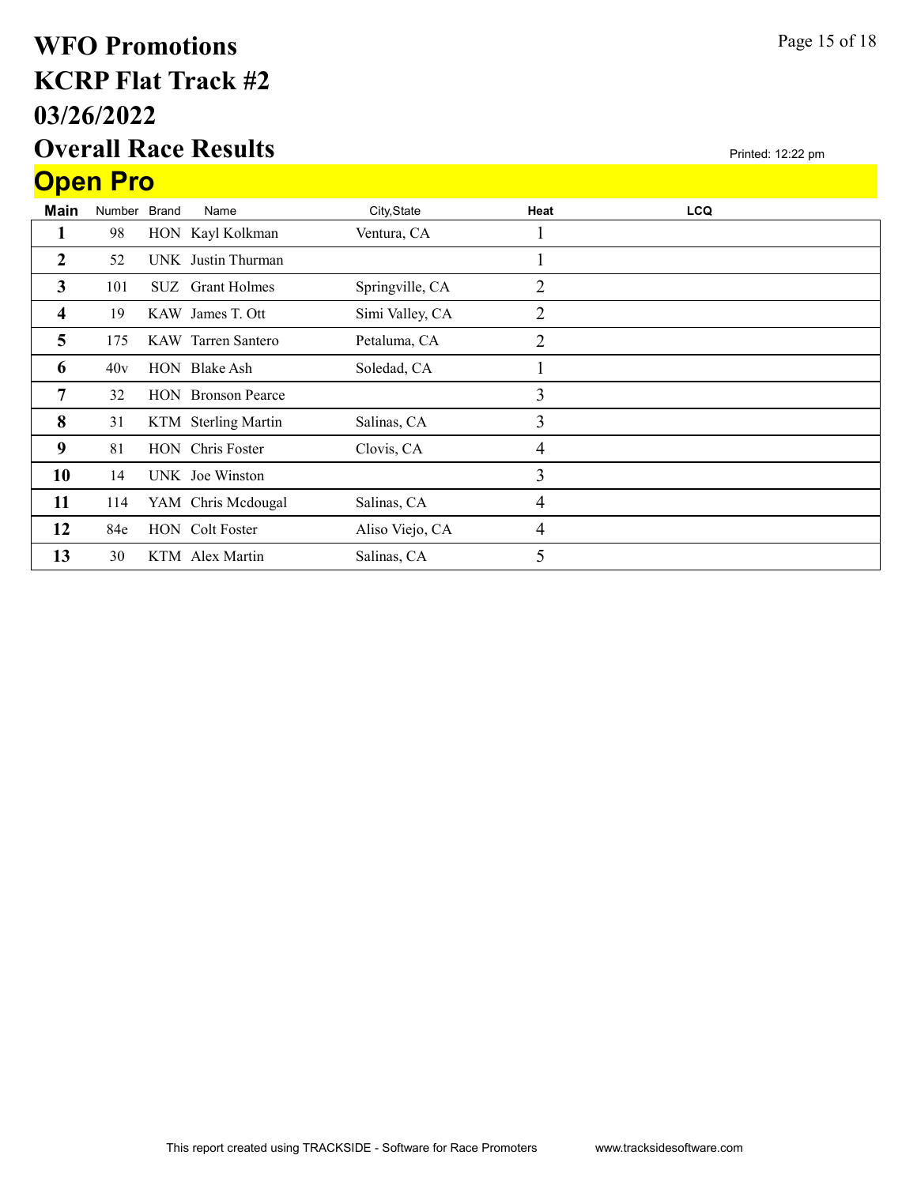# WFO Promotions
# KCRP Flat Track #2
# 03/26/2022
# Overall Race Results

Printed: 12:22 pm

## Open Pro

| Main | Number | Brand | Name | City,State | Heat | LCQ |
|---|---|---|---|---|---|---|
| 1 | 98 | HON | Kayl Kolkman | Ventura, CA | 1 | |
| 2 | 52 | UNK | Justin Thurman | | 1 | |
| 3 | 101 | SUZ | Grant Holmes | Springville, CA | 2 | |
| 4 | 19 | KAW | James T. Ott | Simi Valley, CA | 2 | |
| 5 | 175 | KAW | Tarren Santero | Petaluma, CA | 2 | |
| 6 | 40v | HON | Blake Ash | Soledad, CA | 1 | |
| 7 | 32 | HON | Bronson Pearce | | 3 | |
| 8 | 31 | KTM | Sterling Martin | Salinas, CA | 3 | |
| 9 | 81 | HON | Chris Foster | Clovis, CA | 4 | |
| 10 | 14 | UNK | Joe Winston | | 3 | |
| 11 | 114 | YAM | Chris Mcdougal | Salinas, CA | 4 | |
| 12 | 84e | HON | Colt Foster | Aliso Viejo, CA | 4 | |
| 13 | 30 | KTM | Alex Martin | Salinas, CA | 5 | |

This report created using TRACKSIDE - Software for Race Promoters www.tracksidesoftware.com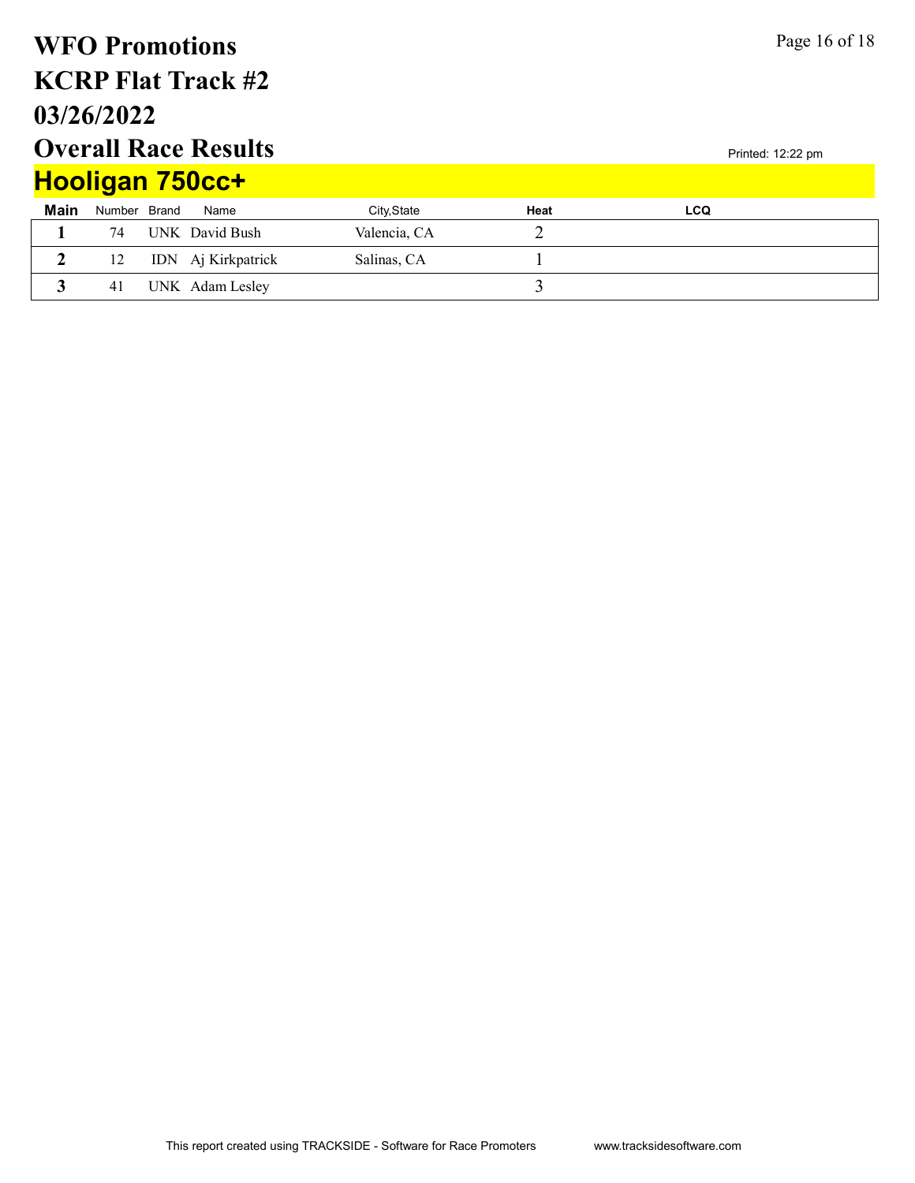# WFO Promotions
# KCRP Flat Track #2
# 03/26/2022
# Overall Race Results

Printed: 12:22 pm

## Hooligan 750cc+

| Main | Number | Brand | Name | City,State | Heat | LCQ |
|---|---|---|---|---|---|---|
| 1 | 74 | UNK | David Bush | Valencia, CA | 2 | |
| 2 | 12 | IDN | Aj Kirkpatrick | Salinas, CA | 1 | |
| 3 | 41 | UNK | Adam Lesley | | 3 | |

This report created using TRACKSIDE - Software for Race Promoters www.tracksidesoftware.com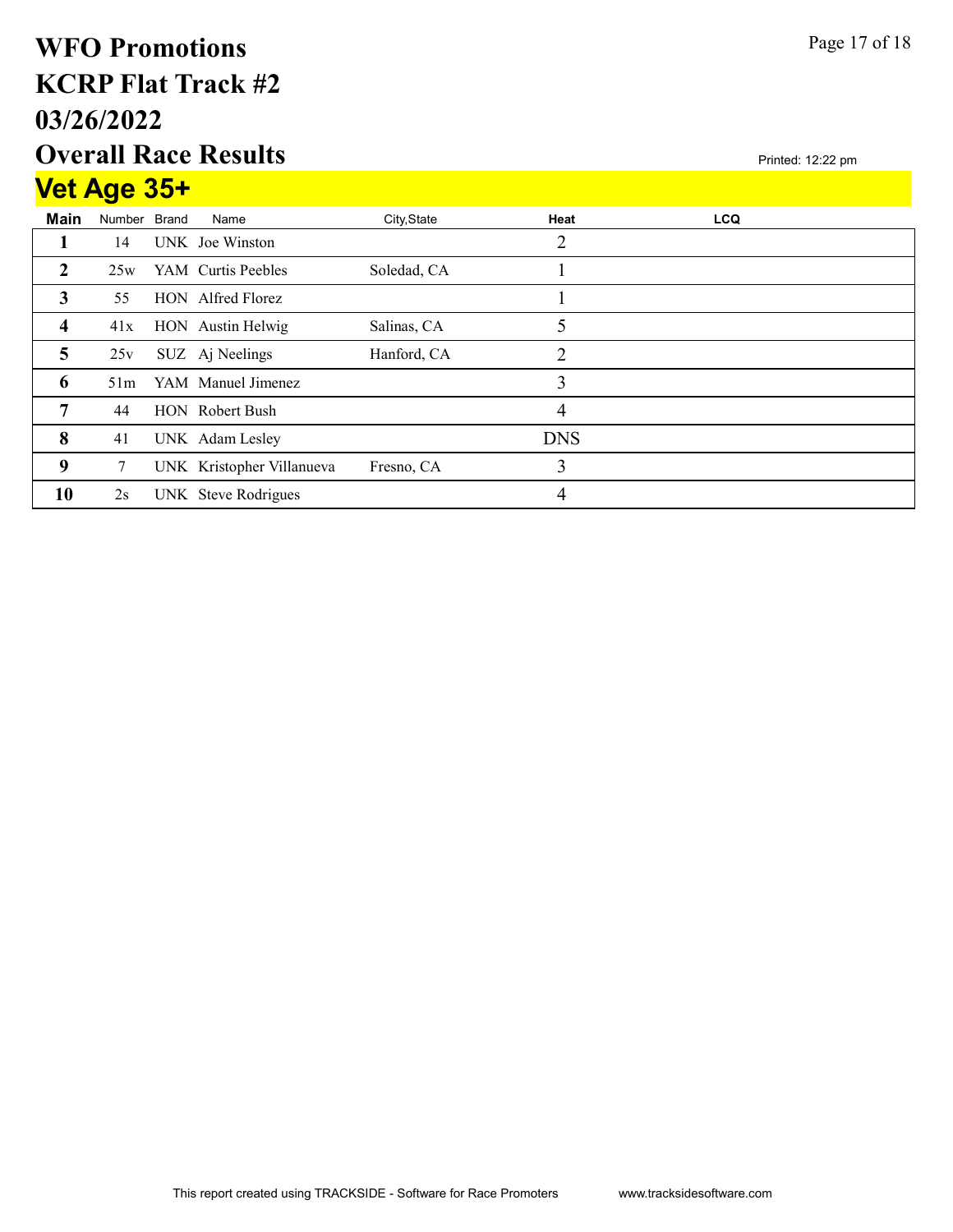# WFO Promotions
# KCRP Flat Track #2
# 03/26/2022
# Overall Race Results

Printed: 12:22 pm

## Vet Age 35+

| Main | Number | Brand | Name | City,State | Heat | LCQ |
|---|---|---|---|---|---|---|
| 1 | 14 | UNK | Joe Winston | | 2 | |
| 2 | 25w | YAM | Curtis Peebles | Soledad, CA | 1 | |
| 3 | 55 | HON | Alfred Florez | | 1 | |
| 4 | 41x | HON | Austin Helwig | Salinas, CA | 5 | |
| 5 | 25v | SUZ | Aj Neelings | Hanford, CA | 2 | |
| 6 | 51m | YAM | Manuel Jimenez | | 3 | |
| 7 | 44 | HON | Robert Bush | | 4 | |
| 8 | 41 | UNK | Adam Lesley | | DNS | |
| 9 | 7 | UNK | Kristopher Villanueva | Fresno, CA | 3 | |
| 10 | 2s | UNK | Steve Rodrigues | | 4 | |

This report created using TRACKSIDE - Software for Race Promoters www.tracksidesoftware.com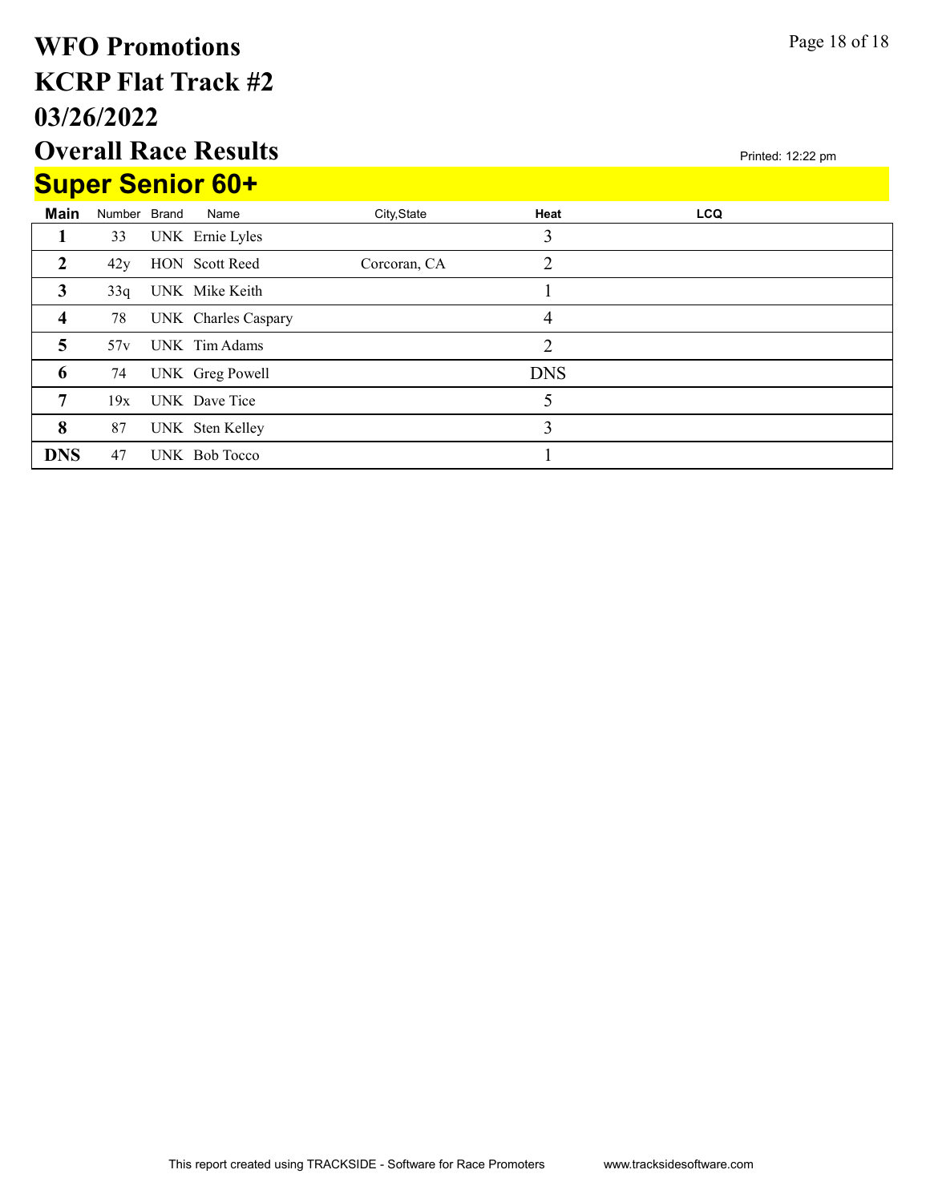# WFO Promotions
# KCRP Flat Track #2
# 03/26/2022
# Overall Race Results

Printed: 12:22 pm

## Super Senior 60+

| Main | Number | Brand | Name | City,State | Heat | LCQ |
|---|---|---|---|---|---|---|
| 1 | 33 | UNK | Ernie Lyles | | 3 | |
| 2 | 42y | HON | Scott Reed | Corcoran, CA | 2 | |
| 3 | 33q | UNK | Mike Keith | | 1 | |
| 4 | 78 | UNK | Charles Caspary | | 4 | |
| 5 | 57v | UNK | Tim Adams | | 2 | |
| 6 | 74 | UNK | Greg Powell | | DNS | |
| 7 | 19x | UNK | Dave Tice | | 5 | |
| 8 | 87 | UNK | Sten Kelley | | 3 | |
| DNS | 47 | UNK | Bob Tocco | | 1 | |

This report created using TRACKSIDE - Software for Race Promoters www.tracksidesoftware.com